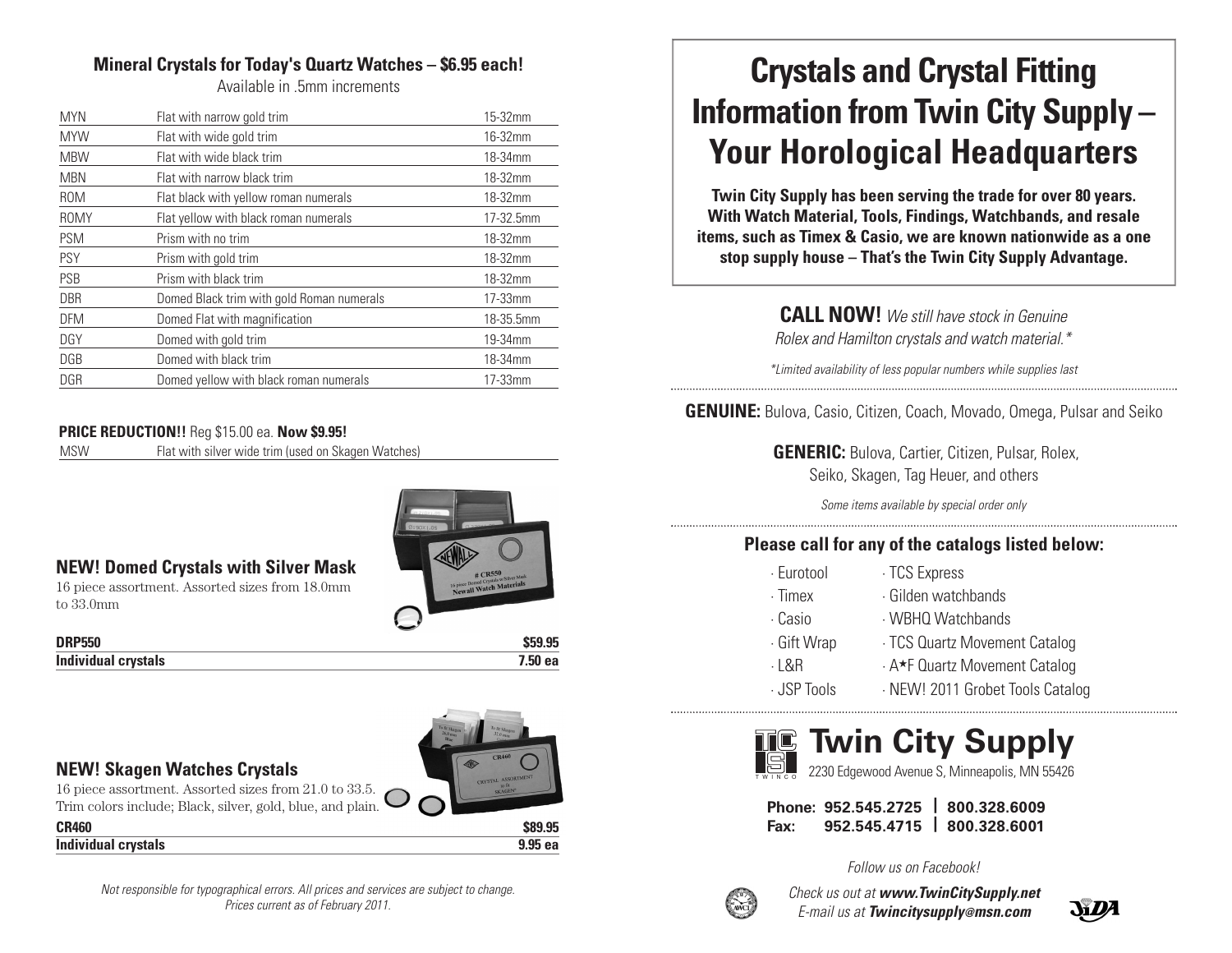### Mineral Crystals for Today's Quartz Watches – $6.95 each!

Available in .5mm increments

| | | |
|---|---|---|
| MYN | Flat with narrow gold trim | 15-32mm |
| MYW | Flat with wide gold trim | 16-32mm |
| MBW | Flat with wide black trim | 18-34mm |
| MBN | Flat with narrow black trim | 18-32mm |
| ROM | Flat black with yellow roman numerals | 18-32mm |
| ROMY | Flat yellow with black roman numerals | 17-32.5mm |
| PSM | Prism with no trim | 18-32mm |
| PSY | Prism with gold trim | 18-32mm |
| PSB | Prism with black trim | 18-32mm |
| DBR | Domed Black trim with gold Roman numerals | 17-33mm |
| DFM | Domed Flat with magnification | 18-35.5mm |
| DGY | Domed with gold trim | 19-34mm |
| DGB | Domed with black trim | 18-34mm |
| DGR | Domed yellow with black roman numerals | 17-33mm |

**PRICE REDUCTION!!** Reg $15.00 ea. **Now $9.95!**

| | |
|---|---|
| MSW | Flat with silver wide trim (used on Skagen Watches) |

### NEW! Domed Crystals with Silver Mask

16 piece assortment. Assorted sizes from 18.0mm to 33.0mm

| | |
|---|---|
| **DRP550** | **$59.95** |
| **Individual crystals** | **7.50 ea** |

### NEW! Skagen Watches Crystals

16 piece assortment. Assorted sizes from 21.0 to 33.5. Trim colors include; Black, silver, gold, blue, and plain.

| | |
|---|---|
| **CR460** | **$89.95** |
| **Individual crystals** | **9.95 ea** |

*Not responsible for typographical errors. All prices and services are subject to change. Prices current as of February 2011.*

# Crystals and Crystal Fitting Information from Twin City Supply – Your Horological Headquarters

**Twin City Supply has been serving the trade for over 80 years. With Watch Material, Tools, Findings, Watchbands, and resale items, such as Timex & Casio, we are known nationwide as a one stop supply house – That's the Twin City Supply Advantage.**

**CALL NOW!** *We still have stock in Genuine Rolex and Hamilton crystals and watch material.\**

*\*Limited availability of less popular numbers while supplies last*

**GENUINE:** Bulova, Casio, Citizen, Coach, Movado, Omega, Pulsar and Seiko

**GENERIC:** Bulova, Cartier, Citizen, Pulsar, Rolex, Seiko, Skagen, Tag Heuer, and others

*Some items available by special order only*

### Please call for any of the catalogs listed below:

- Eurotool
- Timex
- Casio
- Gift Wrap
- L&R
- JSP Tools
- TCS Express
- Gilden watchbands
- WBHQ Watchbands
- TCS Quartz Movement Catalog
- A★F Quartz Movement Catalog
- NEW! 2011 Grobet Tools Catalog

## Twin City Supply

2230 Edgewood Avenue S, Minneapolis, MN 55426

**Phone: 952.545.2725 | 800.328.6009**
**Fax: 952.545.4715 | 800.328.6001**

*Follow us on Facebook!*

*Check us out at **www.TwinCitySupply.net***
*E-mail us at **Twincitysupply@msn.com***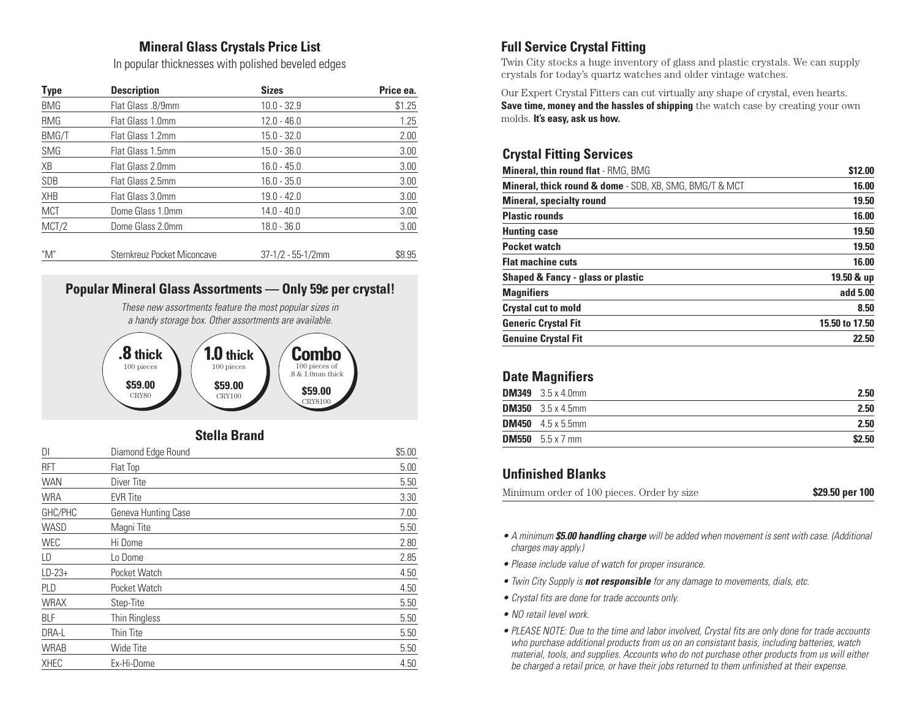## Mineral Glass Crystals Price List

In popular thicknesses with polished beveled edges

| Type | Description | Sizes | Price ea. |
|---|---|---|---|
| BMG | Flat Glass .8/9mm | 10.0 - 32.9 | $1.25 |
| RMG | Flat Glass 1.0mm | 12.0 - 46.0 | 1.25 |
| BMG/T | Flat Glass 1.2mm | 15.0 - 32.0 | 2.00 |
| SMG | Flat Glass 1.5mm | 15.0 - 36.0 | 3.00 |
| XB | Flat Glass 2.0mm | 16.0 - 45.0 | 3.00 |
| SDB | Flat Glass 2.5mm | 16.0 - 35.0 | 3.00 |
| XHB | Flat Glass 3.0mm | 19.0 - 42.0 | 3.00 |
| MCT | Dome Glass 1.0mm | 14.0 - 40.0 | 3.00 |
| MCT/2 | Dome Glass 2.0mm | 18.0 - 36.0 | 3.00 |
| "M" | Sternkreuz Pocket Miconcave | 37-1/2 - 55-1/2mm | $8.95 |

### Popular Mineral Glass Assortments — Only 59¢ per crystal!

*These new assortments feature the most popular sizes in a handy storage box. Other assortments are available.*

- **.8 thick** — 100 pieces — **$59.00** — CRY80
- **1.0 thick** — 100 pieces — **$59.00** — CRY100
- **Combo** — 100 pieces of .8 & 1.0mm thick — **$59.00** — CRY8100

### Stella Brand

| | | |
|---|---|---|
| DI | Diamond Edge Round | $5.00 |
| RFT | Flat Top | 5.00 |
| WAN | Diver Tite | 5.50 |
| WRA | EVR Tite | 3.30 |
| GHC/PHC | Geneva Hunting Case | 7.00 |
| WASD | Magni Tite | 5.50 |
| WEC | Hi Dome | 2.80 |
| LD | Lo Dome | 2.85 |
| LD-23+ | Pocket Watch | 4.50 |
| PLD | Pocket Watch | 4.50 |
| WRAX | Step-Tite | 5.50 |
| BLF | Thin Ringless | 5.50 |
| DRA-L | Thin Tite | 5.50 |
| WRAB | Wide Tite | 5.50 |
| XHEC | Ex-Hi-Dome | 4.50 |

## Full Service Crystal Fitting

Twin City stocks a huge inventory of glass and plastic crystals. We can supply crystals for today's quartz watches and older vintage watches.

Our Expert Crystal Fitters can cut virtually any shape of crystal, even hearts. **Save time, money and the hassles of shipping** the watch case by creating your own molds. **It's easy, ask us how.**

## Crystal Fitting Services

| | |
|---|---|
| **Mineral, thin round flat** - RMG, BMG | **$12.00** |
| **Mineral, thick round & dome** - SDB, XB, SMG, BMG/T & MCT | **16.00** |
| **Mineral, specialty round** | **19.50** |
| **Plastic rounds** | **16.00** |
| **Hunting case** | **19.50** |
| **Pocket watch** | **19.50** |
| **Flat machine cuts** | **16.00** |
| **Shaped & Fancy - glass or plastic** | **19.50 & up** |
| **Magnifiers** | **add 5.00** |
| **Crystal cut to mold** | **8.50** |
| **Generic Crystal Fit** | **15.50 to 17.50** |
| **Genuine Crystal Fit** | **22.50** |

## Date Magnifiers

| | |
|---|---|
| **DM349** 3.5 x 4.0mm | **2.50** |
| **DM350** 3.5 x 4.5mm | **2.50** |
| **DM450** 4.5 x 5.5mm | **2.50** |
| **DM550** 5.5 x 7 mm | **$2.50** |

## Unfinished Blanks

Minimum order of 100 pieces. Order by size — **$29.50 per 100**

- *A minimum* ***$5.00 handling charge*** *will be added when movement is sent with case. (Additional charges may apply.)*
- *Please include value of watch for proper insurance.*
- *Twin City Supply is* ***not responsible*** *for any damage to movements, dials, etc.*
- *Crystal fits are done for trade accounts only.*
- *NO retail level work.*
- *PLEASE NOTE: Due to the time and labor involved, Crystal fits are only done for trade accounts who purchase additional products from us on an consistant basis, including batteries, watch material, tools, and supplies. Accounts who do not purchase other products from us will either be charged a retail price, or have their jobs returned to them unfinished at their expense.*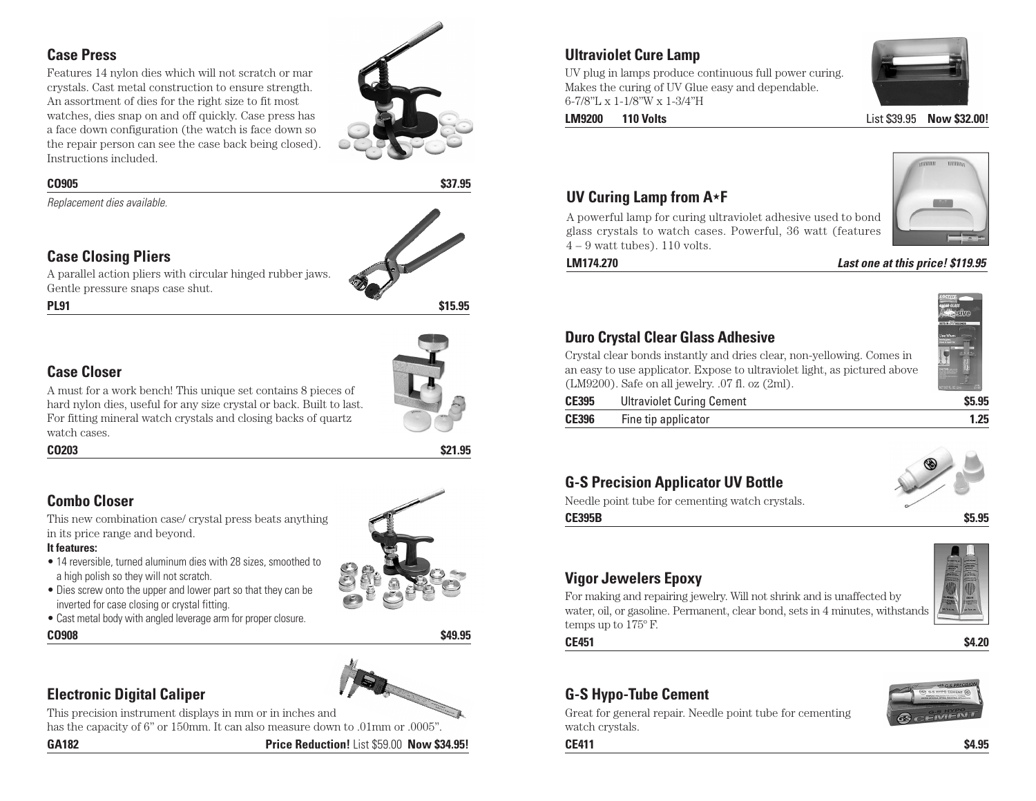## Case Press

Features 14 nylon dies which will not scratch or mar crystals. Cast metal construction to ensure strength. An assortment of dies for the right size to fit most watches, dies snap on and off quickly. Case press has a face down configuration (the watch is face down so the repair person can see the case back being closed). Instructions included.

**CO905** **$37.95**

*Replacement dies available.*

## Case Closing Pliers

A parallel action pliers with circular hinged rubber jaws. Gentle pressure snaps case shut.

**PL91** **$15.95**

## Case Closer

A must for a work bench! This unique set contains 8 pieces of hard nylon dies, useful for any size crystal or back. Built to last. For fitting mineral watch crystals and closing backs of quartz watch cases.

**CO203** **$21.95**

## Combo Closer

This new combination case/ crystal press beats anything in its price range and beyond.

**It features:**

- 14 reversible, turned aluminum dies with 28 sizes, smoothed to a high polish so they will not scratch.
- Dies screw onto the upper and lower part so that they can be inverted for case closing or crystal fitting.
- Cast metal body with angled leverage arm for proper closure.

**CO908** **$49.95**

## Electronic Digital Caliper

This precision instrument displays in mm or in inches and has the capacity of 6" or 150mm. It can also measure down to .01mm or .0005".

**GA182** **Price Reduction!** List $59.00 **Now $34.95!**

## Ultraviolet Cure Lamp

UV plug in lamps produce continuous full power curing. Makes the curing of UV Glue easy and dependable.
6-7/8"L x 1-1/8"W x 1-3/4"H

**LM9200** **110 Volts** List $39.95 **Now $32.00!**

## UV Curing Lamp from A*F

A powerful lamp for curing ultraviolet adhesive used to bond glass crystals to watch cases. Powerful, 36 watt (features 4 – 9 watt tubes). 110 volts.

**LM174.270** ***Last one at this price! $119.95***

## Duro Crystal Clear Glass Adhesive

Crystal clear bonds instantly and dries clear, non-yellowing. Comes in an easy to use applicator. Expose to ultraviolet light, as pictured above (LM9200). Safe on all jewelry. .07 fl. oz (2ml).

| | | |
|---|---|---|
| **CE395** | Ultraviolet Curing Cement | **$5.95** |
| **CE396** | Fine tip applicator | **1.25** |

## G-S Precision Applicator UV Bottle

Needle point tube for cementing watch crystals.

**CE395B** **$5.95**

## Vigor Jewelers Epoxy

For making and repairing jewelry. Will not shrink and is unaffected by water, oil, or gasoline. Permanent, clear bond, sets in 4 minutes, withstands temps up to 175° F.

**CE451** **$4.20**

## G-S Hypo-Tube Cement

Great for general repair. Needle point tube for cementing watch crystals.

**CE411** **$4.95**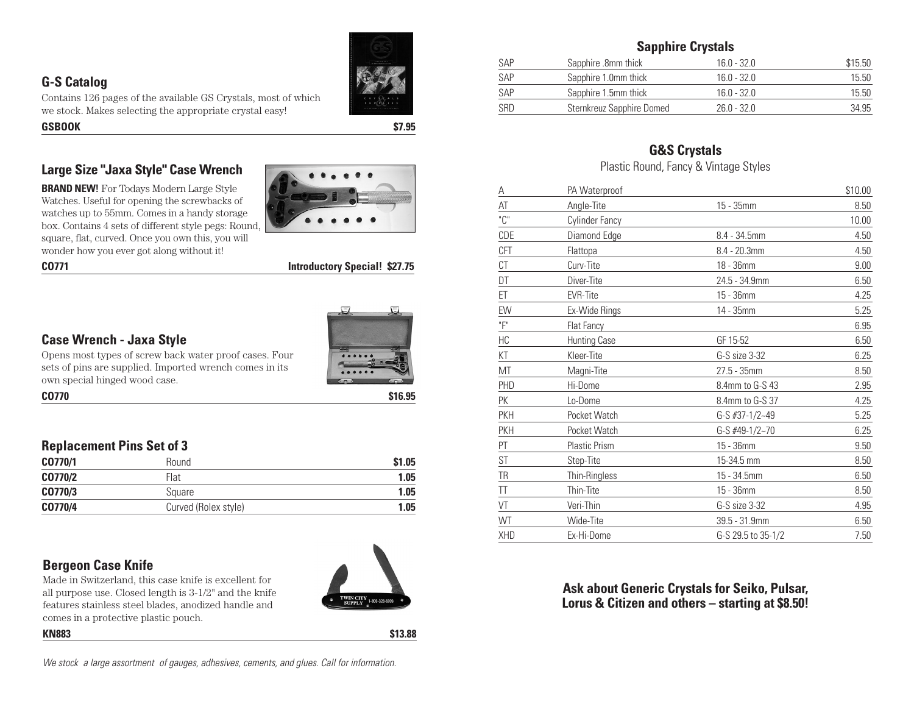## G-S Catalog

Contains 126 pages of the available GS Crystals, most of which we stock. Makes selecting the appropriate crystal easy!

**GSBOOK** **$7.95**

## Large Size "Jaxa Style" Case Wrench

**BRAND NEW!** For Todays Modern Large Style Watches. Useful for opening the screwbacks of watches up to 55mm. Comes in a handy storage box. Contains 4 sets of different style pegs: Round, square, flat, curved. Once you own this, you will wonder how you ever got along without it!

**CO771** **Introductory Special! $27.75**

## Case Wrench - Jaxa Style

Opens most types of screw back water proof cases. Four sets of pins are supplied. Imported wrench comes in its own special hinged wood case.

**CO770** **$16.95**

## Replacement Pins Set of 3

| | | |
|---|---|---|
| **CO770/1** | Round | **$1.05** |
| **CO770/2** | Flat | **1.05** |
| **CO770/3** | Square | **1.05** |
| **CO770/4** | Curved (Rolex style) | **1.05** |

## Bergeon Case Knife

Made in Switzerland, this case knife is excellent for all purpose use. Closed length is 3-1/2" and the knife features stainless steel blades, anodized handle and comes in a protective plastic pouch.

**KN883** **$13.88**

*We stock a large assortment of gauges, adhesives, cements, and glues. Call for information.*

## Sapphire Crystals

| | | | |
|---|---|---|---|
| SAP | Sapphire .8mm thick | 16.0 - 32.0 | $15.50 |
| SAP | Sapphire 1.0mm thick | 16.0 - 32.0 | 15.50 |
| SAP | Sapphire 1.5mm thick | 16.0 - 32.0 | 15.50 |
| SRD | Sternkreuz Sapphire Domed | 26.0 - 32.0 | 34.95 |

## G&S Crystals

Plastic Round, Fancy & Vintage Styles

| | | | |
|---|---|---|---|
| A | PA Waterproof | | $10.00 |
| AT | Angle-Tite | 15 - 35mm | 8.50 |
| "C" | Cylinder Fancy | | 10.00 |
| CDE | Diamond Edge | 8.4 - 34.5mm | 4.50 |
| CFT | Flattopa | 8.4 - 20.3mm | 4.50 |
| CT | Curv-Tite | 18 - 36mm | 9.00 |
| DT | Diver-Tite | 24.5 - 34.9mm | 6.50 |
| ET | EVR-Tite | 15 - 36mm | 4.25 |
| EW | Ex-Wide Rings | 14 - 35mm | 5.25 |
| "F" | Flat Fancy | | 6.95 |
| HC | Hunting Case | GF 15-52 | 6.50 |
| KT | Kleer-Tite | G-S size 3-32 | 6.25 |
| MT | Magni-Tite | 27.5 - 35mm | 8.50 |
| PHD | Hi-Dome | 8.4mm to G-S 43 | 2.95 |
| PK | Lo-Dome | 8.4mm to G-S 37 | 4.25 |
| PKH | Pocket Watch | G-S #37-1/2~49 | 5.25 |
| PKH | Pocket Watch | G-S #49-1/2~70 | 6.25 |
| PT | Plastic Prism | 15 - 36mm | 9.50 |
| ST | Step-Tite | 15-34.5 mm | 8.50 |
| TR | Thin-Ringless | 15 - 34.5mm | 6.50 |
| TT | Thin-Tite | 15 - 36mm | 8.50 |
| VT | Veri-Thin | G-S size 3-32 | 4.95 |
| WT | Wide-Tite | 39.5 - 31.9mm | 6.50 |
| XHD | Ex-Hi-Dome | G-S 29.5 to 35-1/2 | 7.50 |

**Ask about Generic Crystals for Seiko, Pulsar, Lorus & Citizen and others – starting at $8.50!**